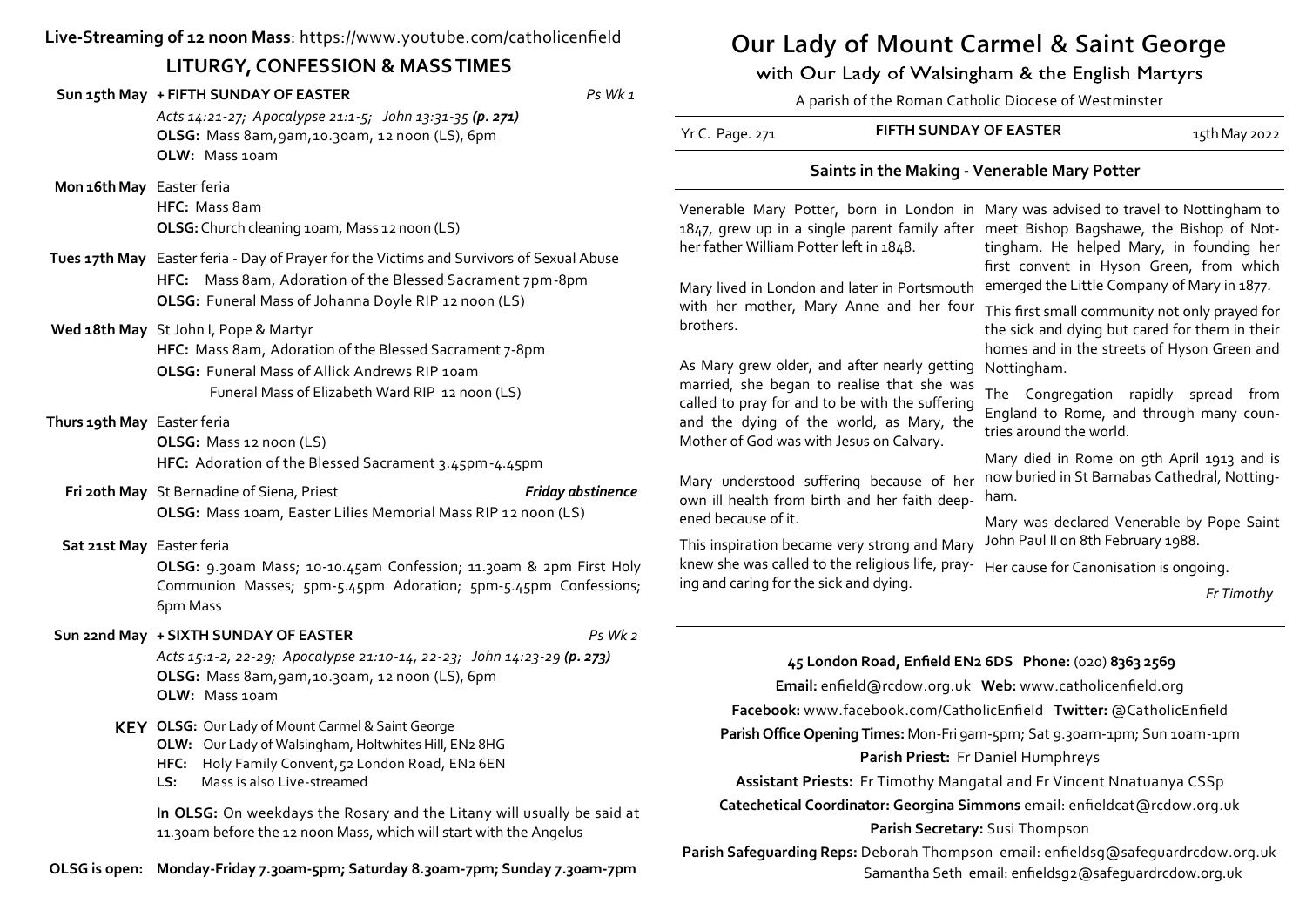**Live-Streaming of 12 noon Mass**: https://www.youtube.com/catholicenfield

## LITURGY, CONFESSION & MASS TIMES

**Sun 15th May** **+ FIFTH SUNDAY OF EASTER** *Ps Wk 1*
*Acts 14:21-27; Apocalypse 21:1-5; John 13:31-35* ***(p. 271)***
**OLSG:** Mass 8am, 9am, 10.30am, 12 noon (LS), 6pm
**OLW:** Mass 10am

**Mon 16th May** Easter feria
**HFC:** Mass 8am
**OLSG:** Church cleaning 10am, Mass 12 noon (LS)

**Tues 17th May** Easter feria - Day of Prayer for the Victims and Survivors of Sexual Abuse
**HFC:** Mass 8am, Adoration of the Blessed Sacrament 7pm-8pm
**OLSG:** Funeral Mass of Johanna Doyle RIP 12 noon (LS)

**Wed 18th May** St John I, Pope & Martyr
**HFC:** Mass 8am, Adoration of the Blessed Sacrament 7-8pm
**OLSG:** Funeral Mass of Allick Andrews RIP 10am
Funeral Mass of Elizabeth Ward RIP 12 noon (LS)

**Thurs 19th May** Easter feria
**OLSG:** Mass 12 noon (LS)
**HFC:** Adoration of the Blessed Sacrament 3.45pm-4.45pm

**Fri 20th May** St Bernadine of Siena, Priest ***Friday abstinence***
**OLSG:** Mass 10am, Easter Lilies Memorial Mass RIP 12 noon (LS)

**Sat 21st May** Easter feria
**OLSG:** 9.30am Mass; 10-10.45am Confession; 11.30am & 2pm First Holy Communion Masses; 5pm-5.45pm Adoration; 5pm-5.45pm Confessions; 6pm Mass

**Sun 22nd May** **+ SIXTH SUNDAY OF EASTER** *Ps Wk 2*
*Acts 15:1-2, 22-29; Apocalypse 21:10-14, 22-23; John 14:23-29* ***(p. 273)***
**OLSG:** Mass 8am, 9am, 10.30am, 12 noon (LS), 6pm
**OLW:** Mass 10am

**KEY**
**OLSG:** Our Lady of Mount Carmel & Saint George
**OLW:** Our Lady of Walsingham, Holtwhites Hill, EN2 8HG
**HFC:** Holy Family Convent, 52 London Road, EN2 6EN
**LS:** Mass is also Live-streamed

**In OLSG:** On weekdays the Rosary and the Litany will usually be said at 11.30am before the 12 noon Mass, which will start with the Angelus

**OLSG is open: Monday-Friday 7.30am-5pm; Saturday 8.30am-7pm; Sunday 7.30am-7pm**

# Our Lady of Mount Carmel & Saint George

## with Our Lady of Walsingham & the English Martyrs

A parish of the Roman Catholic Diocese of Westminster

Yr C. Page. 271 — **FIFTH SUNDAY OF EASTER** — 15th May 2022

### Saints in the Making - Venerable Mary Potter

Venerable Mary Potter, born in London in 1847, grew up in a single parent family after her father William Potter left in 1848.

Mary lived in London and later in Portsmouth with her mother, Mary Anne and her four brothers.

As Mary grew older, and after nearly getting married, she began to realise that she was called to pray for and to be with the suffering and the dying of the world, as Mary, the Mother of God was with Jesus on Calvary.

Mary understood suffering because of her own ill health from birth and her faith deepened because of it.

This inspiration became very strong and Mary knew she was called to the religious life, praying and caring for the sick and dying.

Mary was advised to travel to Nottingham to meet Bishop Bagshawe, the Bishop of Nottingham. He helped Mary, in founding her first convent in Hyson Green, from which emerged the Little Company of Mary in 1877.

This first small community not only prayed for the sick and dying but cared for them in their homes and in the streets of Hyson Green and Nottingham.

The Congregation rapidly spread from England to Rome, and through many countries around the world.

Mary died in Rome on 9th April 1913 and is now buried in St Barnabas Cathedral, Nottingham.

Mary was declared Venerable by Pope Saint John Paul II on 8th February 1988.

Her cause for Canonisation is ongoing.

*Fr Timothy*

**45 London Road, Enfield EN2 6DS Phone:** (020) **8363 2569**
**Email:** enfield@rcdow.org.uk **Web:** www.catholicenfield.org
**Facebook:** www.facebook.com/CatholicEnfield **Twitter:** @CatholicEnfield
**Parish Office Opening Times:** Mon-Fri 9am-5pm; Sat 9.30am-1pm; Sun 10am-1pm
**Parish Priest:** Fr Daniel Humphreys
**Assistant Priests:** Fr Timothy Mangatal and Fr Vincent Nnatuanya CSSp
**Catechetical Coordinator: Georgina Simmons** email: enfieldcat@rcdow.org.uk
**Parish Secretary:** Susi Thompson
**Parish Safeguarding Reps:** Deborah Thompson email: enfieldsg@safeguardrcdow.org.uk
Samantha Seth email: enfieldsg2@safeguardrcdow.org.uk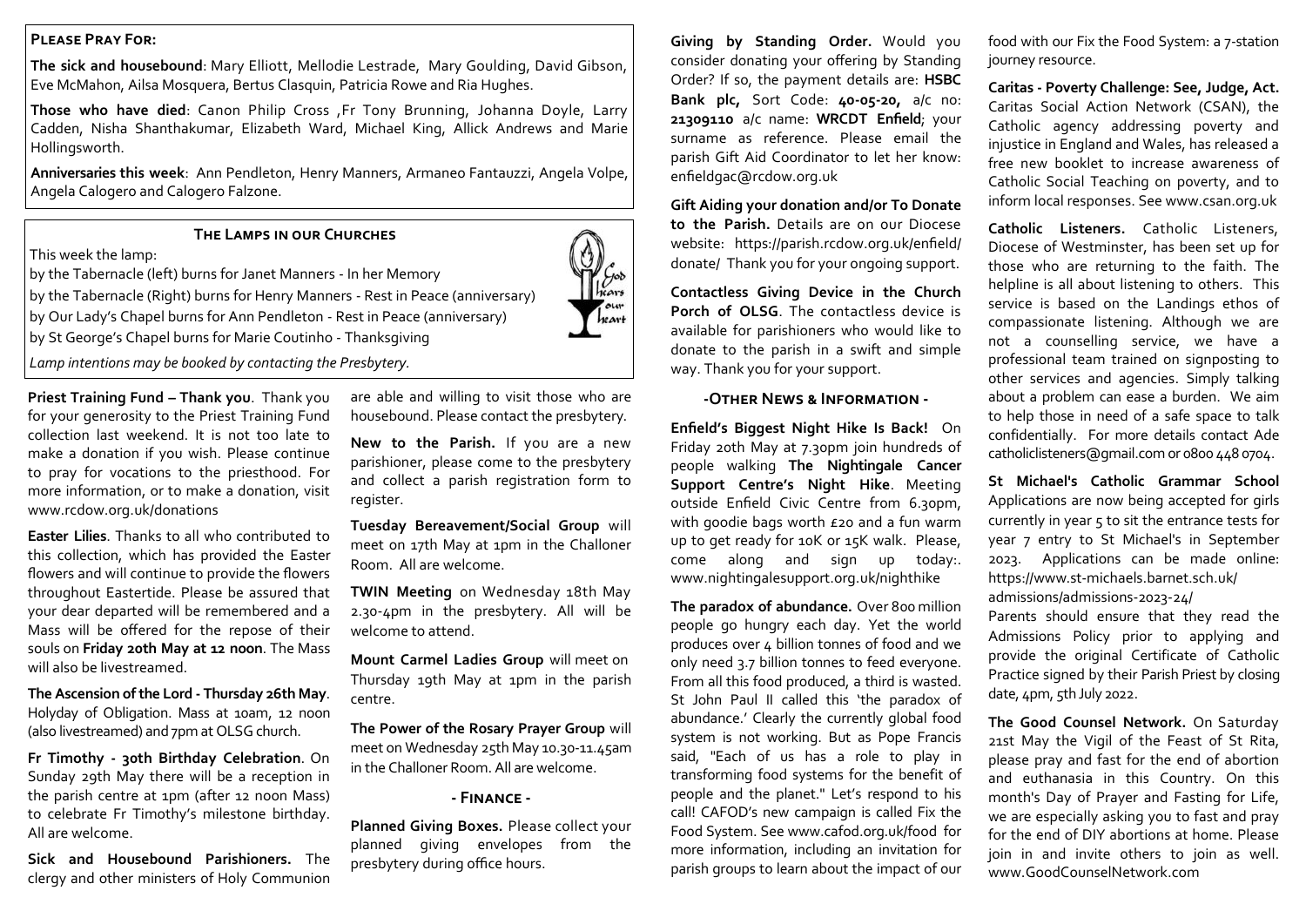## Please Pray For:

**The sick and housebound**: Mary Elliott, Mellodie Lestrade, Mary Goulding, David Gibson, Eve McMahon, Ailsa Mosquera, Bertus Clasquin, Patricia Rowe and Ria Hughes.

**Those who have died**: Canon Philip Cross ,Fr Tony Brunning, Johanna Doyle, Larry Cadden, Nisha Shanthakumar, Elizabeth Ward, Michael King, Allick Andrews and Marie Hollingsworth.

**Anniversaries this week**: Ann Pendleton, Henry Manners, Armaneo Fantauzzi, Angela Volpe, Angela Calogero and Calogero Falzone.

## The Lamps in our Churches

This week the lamp:

by the Tabernacle (left) burns for Janet Manners - In her Memory

by the Tabernacle (Right) burns for Henry Manners - Rest in Peace (anniversary)

by Our Lady's Chapel burns for Ann Pendleton - Rest in Peace (anniversary)

by St George's Chapel burns for Marie Coutinho - Thanksgiving

*Lamp intentions may be booked by contacting the Presbytery.*

God hears our heart

**Priest Training Fund – Thank you**. Thank you for your generosity to the Priest Training Fund collection last weekend. It is not too late to make a donation if you wish. Please continue to pray for vocations to the priesthood. For more information, or to make a donation, visit www.rcdow.org.uk/donations

**Easter Lilies**. Thanks to all who contributed to this collection, which has provided the Easter flowers and will continue to provide the flowers throughout Eastertide. Please be assured that your dear departed will be remembered and a Mass will be offered for the repose of their souls on **Friday 20th May at 12 noon**. The Mass will also be livestreamed.

**The Ascension of the Lord - Thursday 26th May**. Holyday of Obligation. Mass at 10am, 12 noon (also livestreamed) and 7pm at OLSG church.

**Fr Timothy - 30th Birthday Celebration**. On Sunday 29th May there will be a reception in the parish centre at 1pm (after 12 noon Mass) to celebrate Fr Timothy's milestone birthday. All are welcome.

**Sick and Housebound Parishioners.** The clergy and other ministers of Holy Communion are able and willing to visit those who are housebound. Please contact the presbytery.

**New to the Parish.** If you are a new parishioner, please come to the presbytery and collect a parish registration form to register.

**Tuesday Bereavement/Social Group** will meet on 17th May at 1pm in the Challoner Room. All are welcome.

**TWIN Meeting** on Wednesday 18th May 2.30-4pm in the presbytery. All will be welcome to attend.

**Mount Carmel Ladies Group** will meet on Thursday 19th May at 1pm in the parish centre.

**The Power of the Rosary Prayer Group** will meet on Wednesday 25th May 10.30-11.45am in the Challoner Room. All are welcome.

## - Finance -

**Planned Giving Boxes.** Please collect your planned giving envelopes from the presbytery during office hours.

**Giving by Standing Order.** Would you consider donating your offering by Standing Order? If so, the payment details are: **HSBC Bank plc,** Sort Code: **40-05-20,** a/c no: **21309110** a/c name: **WRCDT Enfield**; your surname as reference. Please email the parish Gift Aid Coordinator to let her know: enfieldgac@rcdow.org.uk

**Gift Aiding your donation and/or To Donate to the Parish.** Details are on our Diocese website: https://parish.rcdow.org.uk/enfield/donate/ Thank you for your ongoing support.

**Contactless Giving Device in the Church Porch of OLSG**. The contactless device is available for parishioners who would like to donate to the parish in a swift and simple way. Thank you for your support.

## -Other News & Information -

**Enfield's Biggest Night Hike Is Back!** On Friday 20th May at 7.30pm join hundreds of people walking **The Nightingale Cancer Support Centre's Night Hike**. Meeting outside Enfield Civic Centre from 6.30pm, with goodie bags worth £20 and a fun warm up to get ready for 10K or 15K walk. Please, come along and sign up today:. www.nightingalesupport.org.uk/nighthike

**The paradox of abundance.** Over 800 million people go hungry each day. Yet the world produces over 4 billion tonnes of food and we only need 3.7 billion tonnes to feed everyone. From all this food produced, a third is wasted. St John Paul II called this 'the paradox of abundance.' Clearly the currently global food system is not working. But as Pope Francis said, "Each of us has a role to play in transforming food systems for the benefit of people and the planet." Let's respond to his call! CAFOD's new campaign is called Fix the Food System. See www.cafod.org.uk/food for more information, including an invitation for parish groups to learn about the impact of our food with our Fix the Food System: a 7-station journey resource.

**Caritas - Poverty Challenge: See, Judge, Act.** Caritas Social Action Network (CSAN), the Catholic agency addressing poverty and injustice in England and Wales, has released a free new booklet to increase awareness of Catholic Social Teaching on poverty, and to inform local responses. See www.csan.org.uk

**Catholic Listeners.** Catholic Listeners, Diocese of Westminster, has been set up for those who are returning to the faith. The helpline is all about listening to others. This service is based on the Landings ethos of compassionate listening. Although we are not a counselling service, we have a professional team trained on signposting to other services and agencies. Simply talking about a problem can ease a burden. We aim to help those in need of a safe space to talk confidentially. For more details contact Ade catholiclisteners@gmail.com or 0800 448 0704.

**St Michael's Catholic Grammar School** Applications are now being accepted for girls currently in year 5 to sit the entrance tests for year 7 entry to St Michael's in September 2023. Applications can be made online: https://www.st-michaels.barnet.sch.uk/admissions/admissions-2023-24/

Parents should ensure that they read the Admissions Policy prior to applying and provide the original Certificate of Catholic Practice signed by their Parish Priest by closing date, 4pm, 5th July 2022.

**The Good Counsel Network.** On Saturday 21st May the Vigil of the Feast of St Rita, please pray and fast for the end of abortion and euthanasia in this Country. On this month's Day of Prayer and Fasting for Life, we are especially asking you to fast and pray for the end of DIY abortions at home. Please join in and invite others to join as well. www.GoodCounselNetwork.com